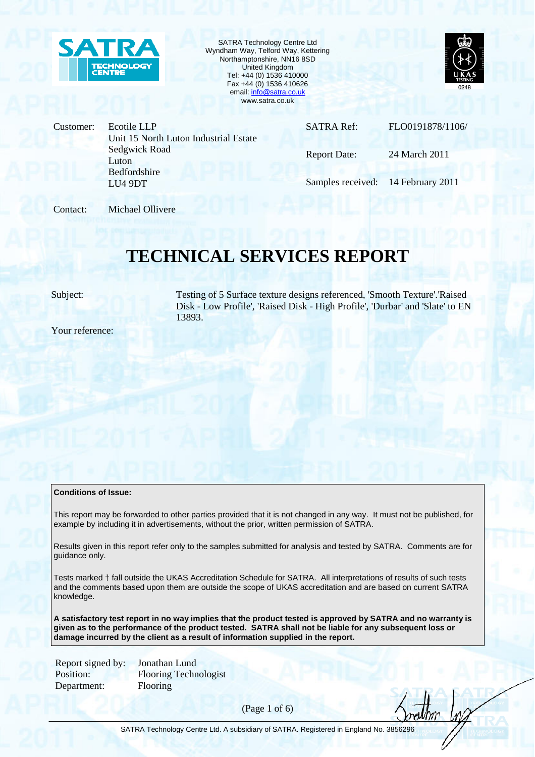SATRA Technology Centre Ltd
Wyndham Way, Telford Way, Kettering
Northamptonshire, NN16 8SD
United Kingdom
Tel: +44 (0) 1536 410000
Fax +44 (0) 1536 410626
email: info@satra.co.uk
www.satra.co.uk

| | | | |
|---|---|---|---|
| Customer: | Ecotile LLP<br>Unit 15 North Luton Industrial Estate<br>Sedgwick Road<br>Luton<br>Bedfordshire<br>LU4 9DT | SATRA Ref: | FLO0191878/1106/ |
| | | Report Date: | 24 March 2011 |
| | | Samples received: | 14 February 2011 |
| Contact: | Michael Ollivere | | |

# TECHNICAL SERVICES REPORT

Subject: Testing of 5 Surface texture designs referenced, 'Smooth Texture'.'Raised Disk - Low Profile', 'Raised Disk - High Profile', 'Durbar' and 'Slate' to EN 13893.

Your reference:

**Conditions of Issue:**

This report may be forwarded to other parties provided that it is not changed in any way. It must not be published, for example by including it in advertisements, without the prior, written permission of SATRA.

Results given in this report refer only to the samples submitted for analysis and tested by SATRA. Comments are for guidance only.

Tests marked † fall outside the UKAS Accreditation Schedule for SATRA. All interpretations of results of such tests and the comments based upon them are outside the scope of UKAS accreditation and are based on current SATRA knowledge.

**A satisfactory test report in no way implies that the product tested is approved by SATRA and no warranty is given as to the performance of the product tested. SATRA shall not be liable for any subsequent loss or damage incurred by the client as a result of information supplied in the report.**

Report signed by: Jonathan Lund
Position: Flooring Technologist
Department: Flooring

SATRA Technology Centre Ltd. A subsidiary of SATRA. Registered in England No. 3856296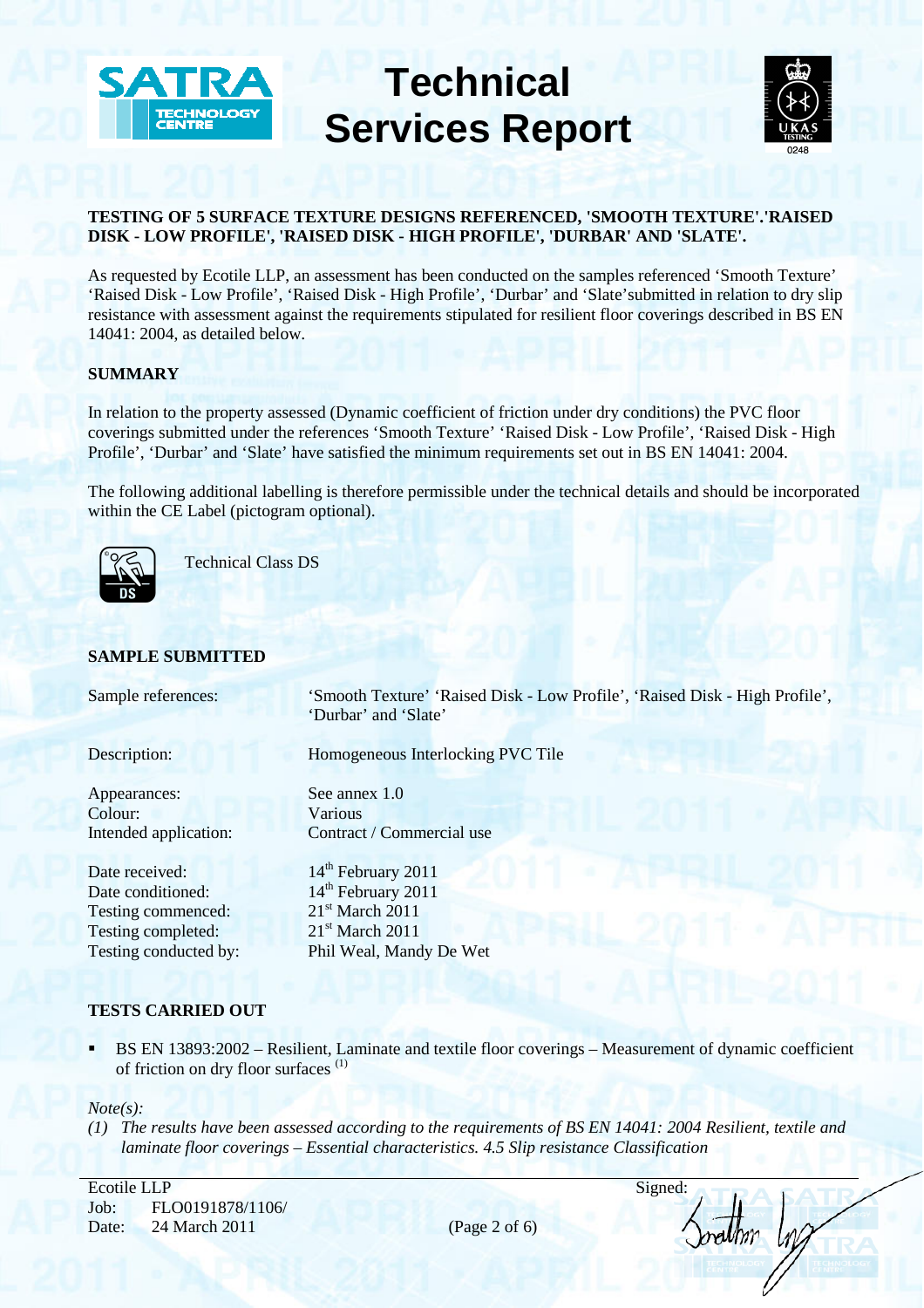# Technical Services Report

**TESTING OF 5 SURFACE TEXTURE DESIGNS REFERENCED, 'SMOOTH TEXTURE'.'RAISED DISK - LOW PROFILE', 'RAISED DISK - HIGH PROFILE', 'DURBAR' AND 'SLATE'.**

As requested by Ecotile LLP, an assessment has been conducted on the samples referenced 'Smooth Texture' 'Raised Disk - Low Profile', 'Raised Disk - High Profile', 'Durbar' and 'Slate'submitted in relation to dry slip resistance with assessment against the requirements stipulated for resilient floor coverings described in BS EN 14041: 2004, as detailed below.

## SUMMARY

In relation to the property assessed (Dynamic coefficient of friction under dry conditions) the PVC floor coverings submitted under the references 'Smooth Texture' 'Raised Disk - Low Profile', 'Raised Disk - High Profile', 'Durbar' and 'Slate' have satisfied the minimum requirements set out in BS EN 14041: 2004.

The following additional labelling is therefore permissible under the technical details and should be incorporated within the CE Label (pictogram optional).

DS — Technical Class DS

## SAMPLE SUBMITTED

| | |
|---|---|
| Sample references: | 'Smooth Texture' 'Raised Disk - Low Profile', 'Raised Disk - High Profile', 'Durbar' and 'Slate' |
| Description: | Homogeneous Interlocking PVC Tile |
| Appearances: | See annex 1.0 |
| Colour: | Various |
| Intended application: | Contract / Commercial use |
| Date received: | 14th February 2011 |
| Date conditioned: | 14th February 2011 |
| Testing commenced: | 21st March 2011 |
| Testing completed: | 21st March 2011 |
| Testing conducted by: | Phil Weal, Mandy De Wet |

## TESTS CARRIED OUT

- BS EN 13893:2002 – Resilient, Laminate and textile floor coverings – Measurement of dynamic coefficient of friction on dry floor surfaces (1)

*Note(s):*
*(1) The results have been assessed according to the requirements of BS EN 14041: 2004 Resilient, textile and laminate floor coverings – Essential characteristics. 4.5 Slip resistance Classification*

Ecotile LLP
Job: FLO0191878/1106/
Date: 24 March 2011

Signed: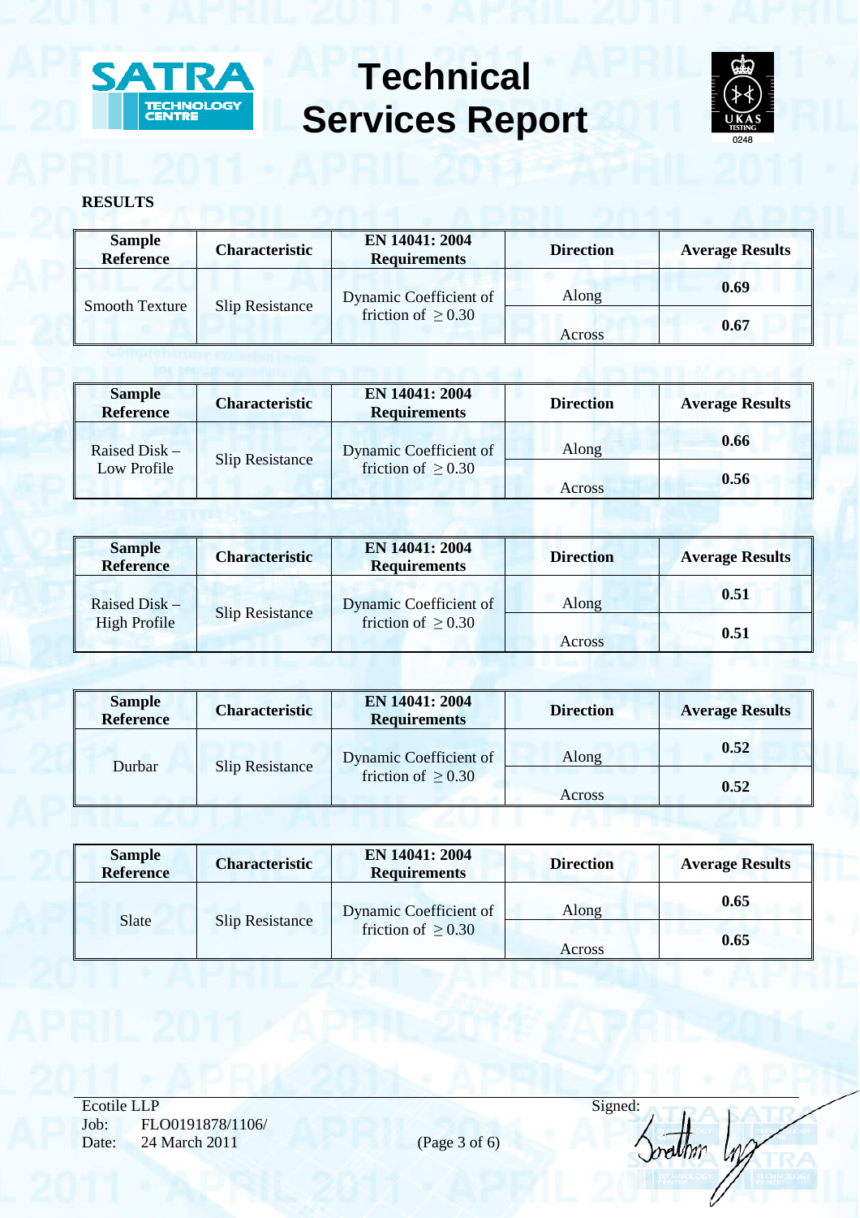# Technical Services Report

**RESULTS**

| Sample Reference | Characteristic | EN 14041: 2004 Requirements | Direction | Average Results |
|---|---|---|---|---|
| Smooth Texture | Slip Resistance | Dynamic Coefficient of friction of $\geq 0.30$ | Along | **0.69** |
| | | | Across | **0.67** |

| Sample Reference | Characteristic | EN 14041: 2004 Requirements | Direction | Average Results |
|---|---|---|---|---|
| Raised Disk – Low Profile | Slip Resistance | Dynamic Coefficient of friction of $\geq 0.30$ | Along | **0.66** |
| | | | Across | **0.56** |

| Sample Reference | Characteristic | EN 14041: 2004 Requirements | Direction | Average Results |
|---|---|---|---|---|
| Raised Disk – High Profile | Slip Resistance | Dynamic Coefficient of friction of $\geq 0.30$ | Along | **0.51** |
| | | | Across | **0.51** |

| Sample Reference | Characteristic | EN 14041: 2004 Requirements | Direction | Average Results |
|---|---|---|---|---|
| Durbar | Slip Resistance | Dynamic Coefficient of friction of $\geq 0.30$ | Along | **0.52** |
| | | | Across | **0.52** |

| Sample Reference | Characteristic | EN 14041: 2004 Requirements | Direction | Average Results |
|---|---|---|---|---|
| Slate | Slip Resistance | Dynamic Coefficient of friction of $\geq 0.30$ | Along | **0.65** |
| | | | Across | **0.65** |

Ecotile LLP
Job: FLO0191878/1106/
Date: 24 March 2011

Signed: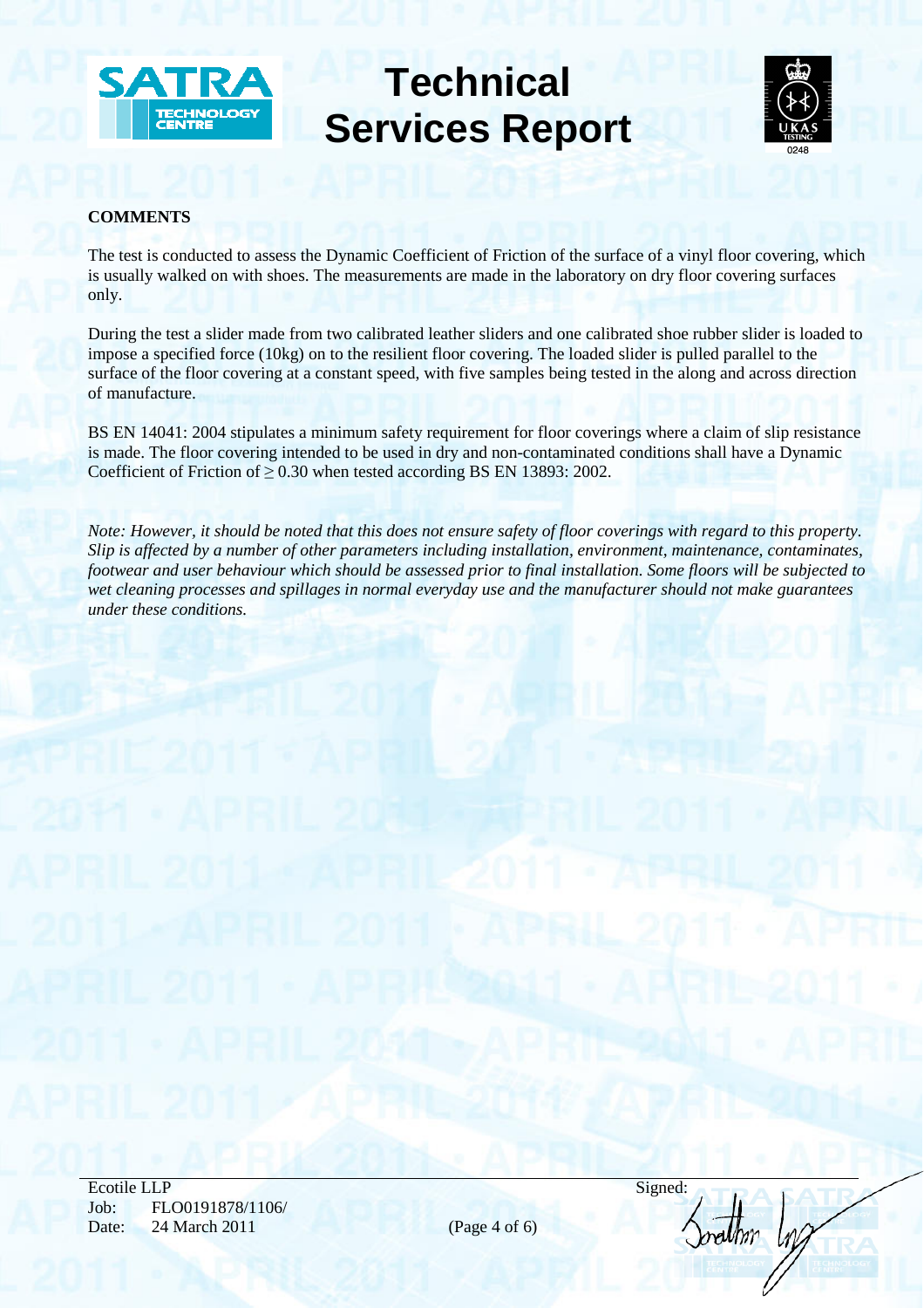**COMMENTS**

The test is conducted to assess the Dynamic Coefficient of Friction of the surface of a vinyl floor covering, which is usually walked on with shoes. The measurements are made in the laboratory on dry floor covering surfaces only.

During the test a slider made from two calibrated leather sliders and one calibrated shoe rubber slider is loaded to impose a specified force (10kg) on to the resilient floor covering. The loaded slider is pulled parallel to the surface of the floor covering at a constant speed, with five samples being tested in the along and across direction of manufacture.

BS EN 14041: 2004 stipulates a minimum safety requirement for floor coverings where a claim of slip resistance is made. The floor covering intended to be used in dry and non-contaminated conditions shall have a Dynamic Coefficient of Friction of ≥ 0.30 when tested according BS EN 13893: 2002.

*Note: However, it should be noted that this does not ensure safety of floor coverings with regard to this property. Slip is affected by a number of other parameters including installation, environment, maintenance, contaminates, footwear and user behaviour which should be assessed prior to final installation. Some floors will be subjected to wet cleaning processes and spillages in normal everyday use and the manufacturer should not make guarantees under these conditions.*

Ecotile LLP
Job: FLO0191878/1106/
Date: 24 March 2011

Signed: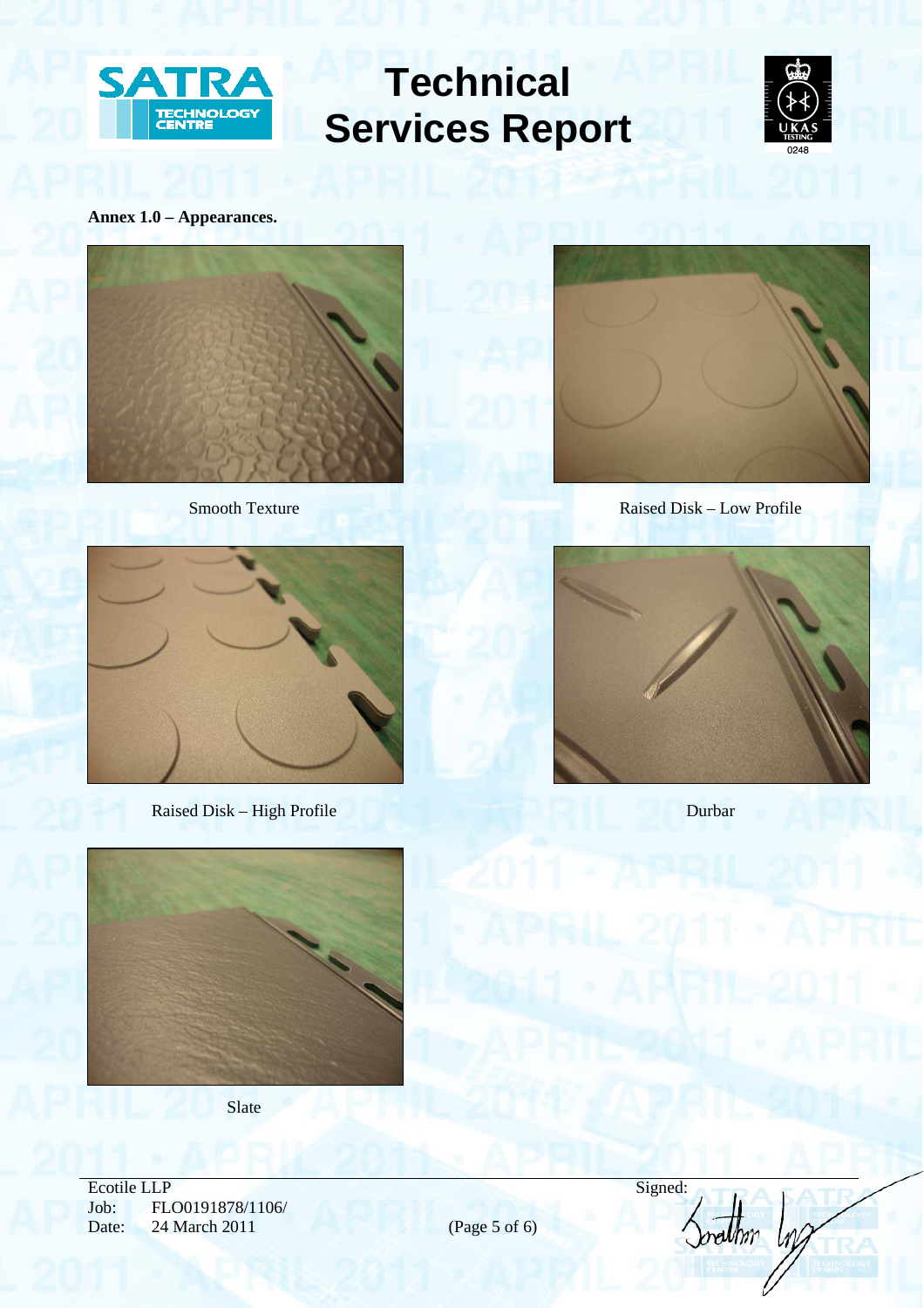**Annex 1.0 – Appearances.**

Smooth Texture

Raised Disk – Low Profile

Raised Disk – High Profile

Durbar

Slate

Ecotile LLP
Job: FLO0191878/1106/
Date: 24 March 2011

Signed: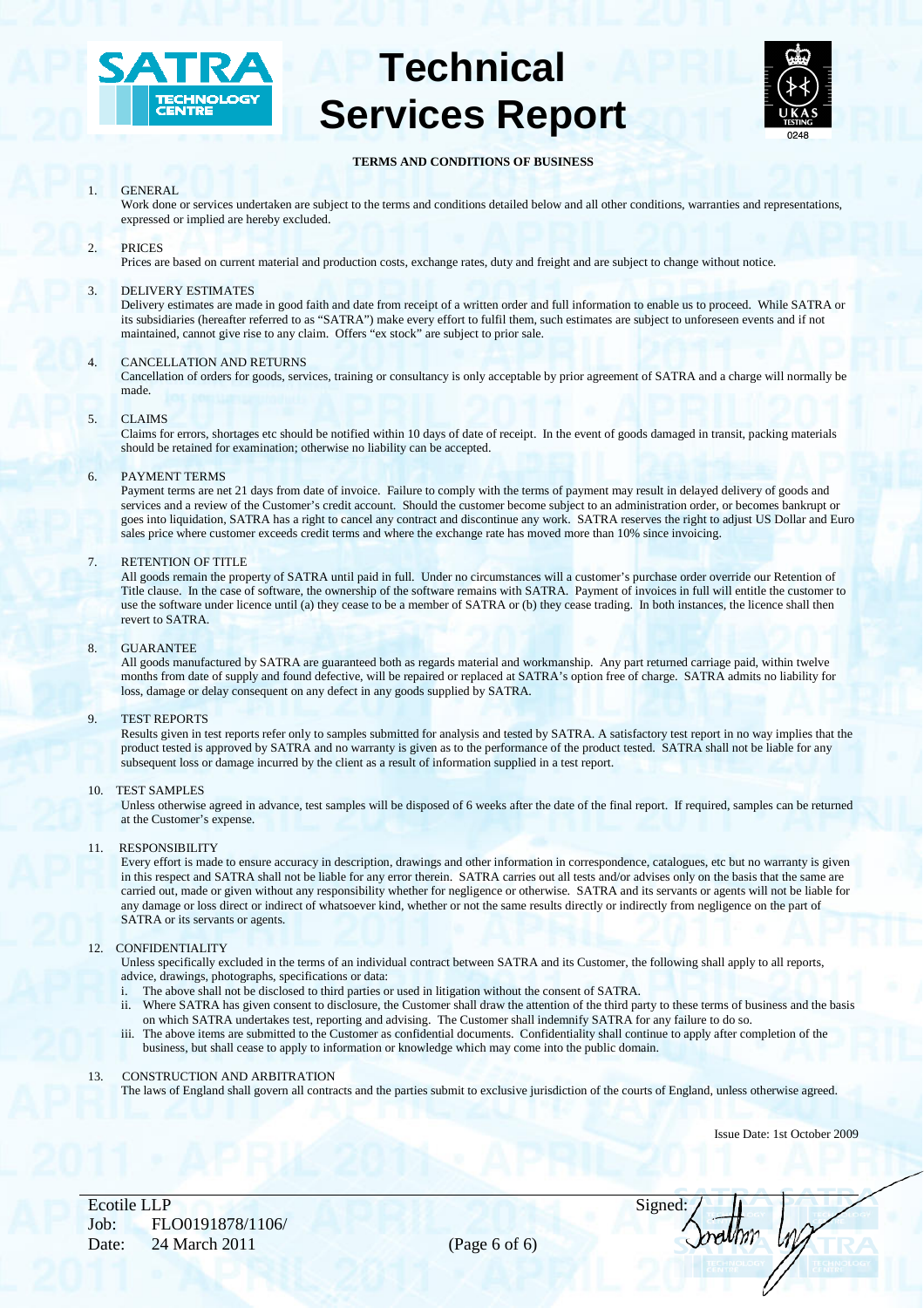**TERMS AND CONDITIONS OF BUSINESS**

1. GENERAL

   Work done or services undertaken are subject to the terms and conditions detailed below and all other conditions, warranties and representations, expressed or implied are hereby excluded.

2. PRICES

   Prices are based on current material and production costs, exchange rates, duty and freight and are subject to change without notice.

3. DELIVERY ESTIMATES

   Delivery estimates are made in good faith and date from receipt of a written order and full information to enable us to proceed. While SATRA or its subsidiaries (hereafter referred to as "SATRA") make every effort to fulfil them, such estimates are subject to unforeseen events and if not maintained, cannot give rise to any claim. Offers "ex stock" are subject to prior sale.

4. CANCELLATION AND RETURNS

   Cancellation of orders for goods, services, training or consultancy is only acceptable by prior agreement of SATRA and a charge will normally be made.

5. CLAIMS

   Claims for errors, shortages etc should be notified within 10 days of date of receipt. In the event of goods damaged in transit, packing materials should be retained for examination; otherwise no liability can be accepted.

6. PAYMENT TERMS

   Payment terms are net 21 days from date of invoice. Failure to comply with the terms of payment may result in delayed delivery of goods and services and a review of the Customer's credit account. Should the customer become subject to an administration order, or becomes bankrupt or goes into liquidation, SATRA has a right to cancel any contract and discontinue any work. SATRA reserves the right to adjust US Dollar and Euro sales price where customer exceeds credit terms and where the exchange rate has moved more than 10% since invoicing.

7. RETENTION OF TITLE

   All goods remain the property of SATRA until paid in full. Under no circumstances will a customer's purchase order override our Retention of Title clause. In the case of software, the ownership of the software remains with SATRA. Payment of invoices in full will entitle the customer to use the software under licence until (a) they cease to be a member of SATRA or (b) they cease trading. In both instances, the licence shall then revert to SATRA.

8. GUARANTEE

   All goods manufactured by SATRA are guaranteed both as regards material and workmanship. Any part returned carriage paid, within twelve months from date of supply and found defective, will be repaired or replaced at SATRA's option free of charge. SATRA admits no liability for loss, damage or delay consequent on any defect in any goods supplied by SATRA.

9. TEST REPORTS

   Results given in test reports refer only to samples submitted for analysis and tested by SATRA. A satisfactory test report in no way implies that the product tested is approved by SATRA and no warranty is given as to the performance of the product tested. SATRA shall not be liable for any subsequent loss or damage incurred by the client as a result of information supplied in a test report.

10. TEST SAMPLES

    Unless otherwise agreed in advance, test samples will be disposed of 6 weeks after the date of the final report. If required, samples can be returned at the Customer's expense.

11. RESPONSIBILITY

    Every effort is made to ensure accuracy in description, drawings and other information in correspondence, catalogues, etc but no warranty is given in this respect and SATRA shall not be liable for any error therein. SATRA carries out all tests and/or advises only on the basis that the same are carried out, made or given without any responsibility whether for negligence or otherwise. SATRA and its servants or agents will not be liable for any damage or loss direct or indirect of whatsoever kind, whether or not the same results directly or indirectly from negligence on the part of SATRA or its servants or agents.

12. CONFIDENTIALITY

    Unless specifically excluded in the terms of an individual contract between SATRA and its Customer, the following shall apply to all reports, advice, drawings, photographs, specifications or data:

    i. The above shall not be disclosed to third parties or used in litigation without the consent of SATRA.
    ii. Where SATRA has given consent to disclosure, the Customer shall draw the attention of the third party to these terms of business and the basis on which SATRA undertakes test, reporting and advising. The Customer shall indemnify SATRA for any failure to do so.
    iii. The above items are submitted to the Customer as confidential documents. Confidentiality shall continue to apply after completion of the business, but shall cease to apply to information or knowledge which may come into the public domain.

13. CONSTRUCTION AND ARBITRATION

    The laws of England shall govern all contracts and the parties submit to exclusive jurisdiction of the courts of England, unless otherwise agreed.

Issue Date: 1st October 2009